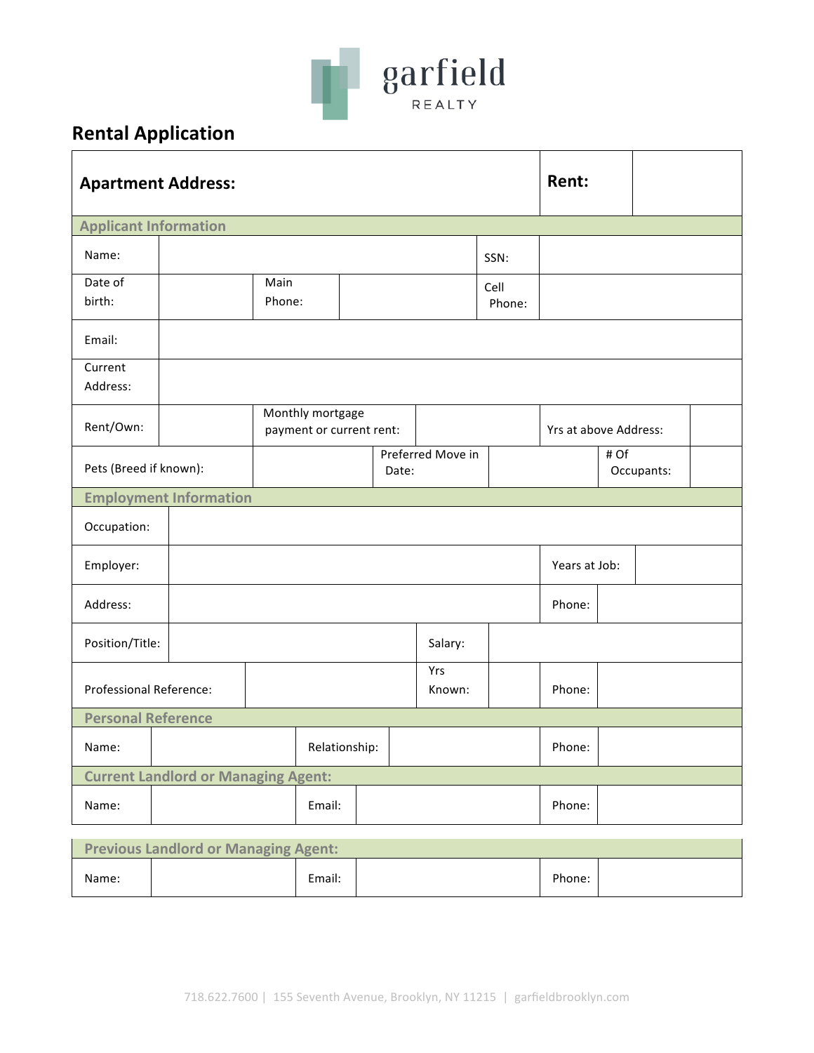garfield

REALTY

## Rental Application

| Apartment Address: | | Rent: | |
|---|---|---|---|

**Applicant Information**

| Name: | | | | SSN: | |
|---|---|---|---|---|---|
| Date of birth: | | Main Phone: | | Cell Phone: | |
| Email: | | | | | |
| Current Address: | | | | | |
| Rent/Own: | | Monthly mortgage payment or current rent: | | Yrs at above Address: | |
| Pets (Breed if known): | | Preferred Move in Date: | | # Of Occupants: | |

**Employment Information**

| Occupation: | | | | | |
|---|---|---|---|---|---|
| Employer: | | | | Years at Job: | |
| Address: | | | | Phone: | |
| Position/Title: | | Salary: | | | |
| Professional Reference: | | Yrs Known: | | Phone: | |

**Personal Reference**

| Name: | | Relationship: | | Phone: | |
|---|---|---|---|---|---|

**Current Landlord or Managing Agent:**

| Name: | | Email: | | Phone: | |
|---|---|---|---|---|---|

**Previous Landlord or Managing Agent:**

| Name: | | Email: | | Phone: | |
|---|---|---|---|---|---|

718.622.7600 | 155 Seventh Avenue, Brooklyn, NY 11215 | garfieldbrooklyn.com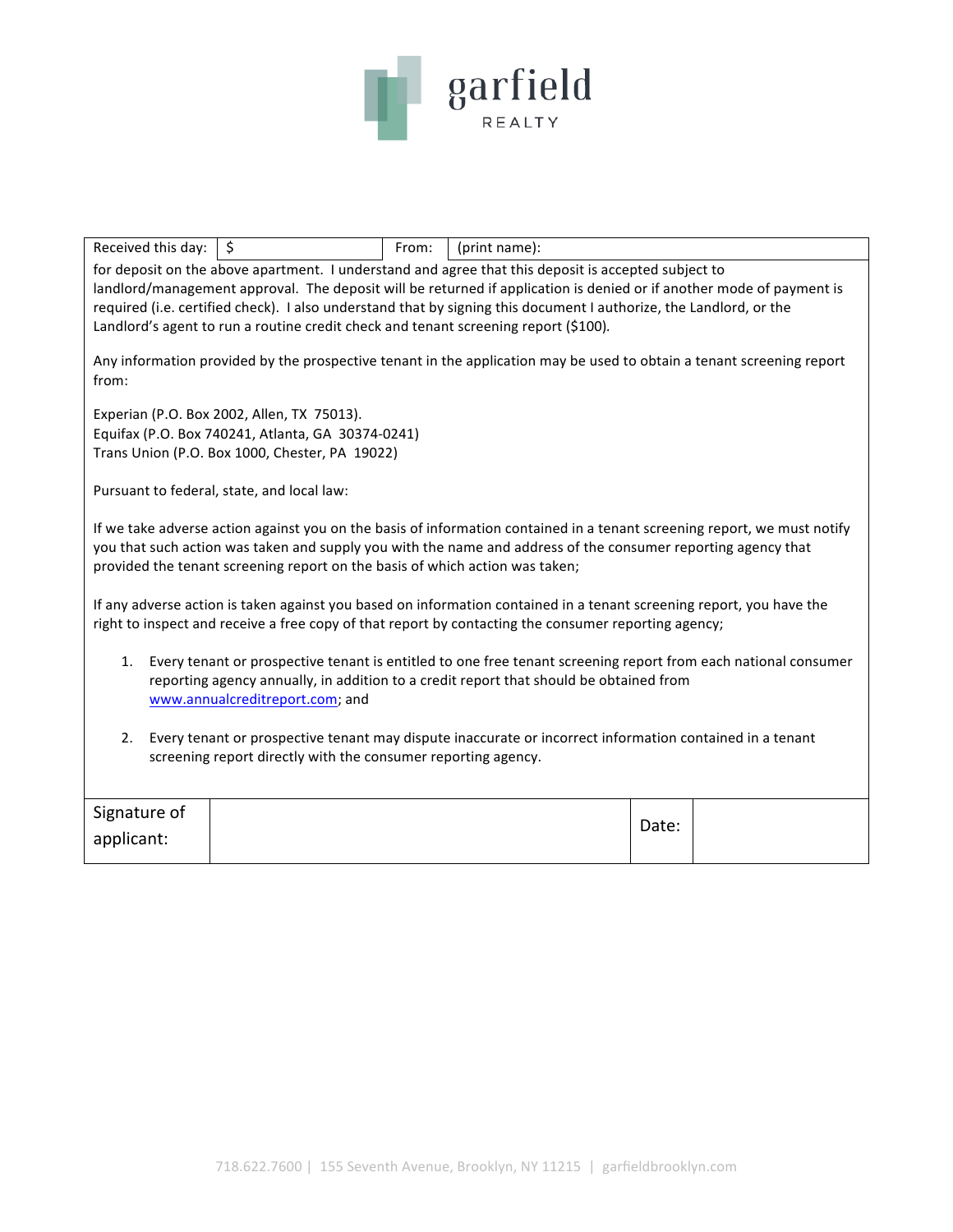garfield

REALTY

| Received this day: | $ | From: | (print name): |
|---|---|---|---|

for deposit on the above apartment. I understand and agree that this deposit is accepted subject to landlord/management approval. The deposit will be returned if application is denied or if another mode of payment is required (i.e. certified check). I also understand that by signing this document I authorize, the Landlord, or the Landlord's agent to run a routine credit check and tenant screening report ($100).

Any information provided by the prospective tenant in the application may be used to obtain a tenant screening report from:

Experian (P.O. Box 2002, Allen, TX 75013).
Equifax (P.O. Box 740241, Atlanta, GA 30374-0241)
Trans Union (P.O. Box 1000, Chester, PA 19022)

Pursuant to federal, state, and local law:

If we take adverse action against you on the basis of information contained in a tenant screening report, we must notify you that such action was taken and supply you with the name and address of the consumer reporting agency that provided the tenant screening report on the basis of which action was taken;

If any adverse action is taken against you based on information contained in a tenant screening report, you have the right to inspect and receive a free copy of that report by contacting the consumer reporting agency;

1. Every tenant or prospective tenant is entitled to one free tenant screening report from each national consumer reporting agency annually, in addition to a credit report that should be obtained from www.annualcreditreport.com; and

2. Every tenant or prospective tenant may dispute inaccurate or incorrect information contained in a tenant screening report directly with the consumer reporting agency.

| Signature of applicant: | | Date: | |
|---|---|---|---|

718.622.7600 | 155 Seventh Avenue, Brooklyn, NY 11215 | garfieldbrooklyn.com